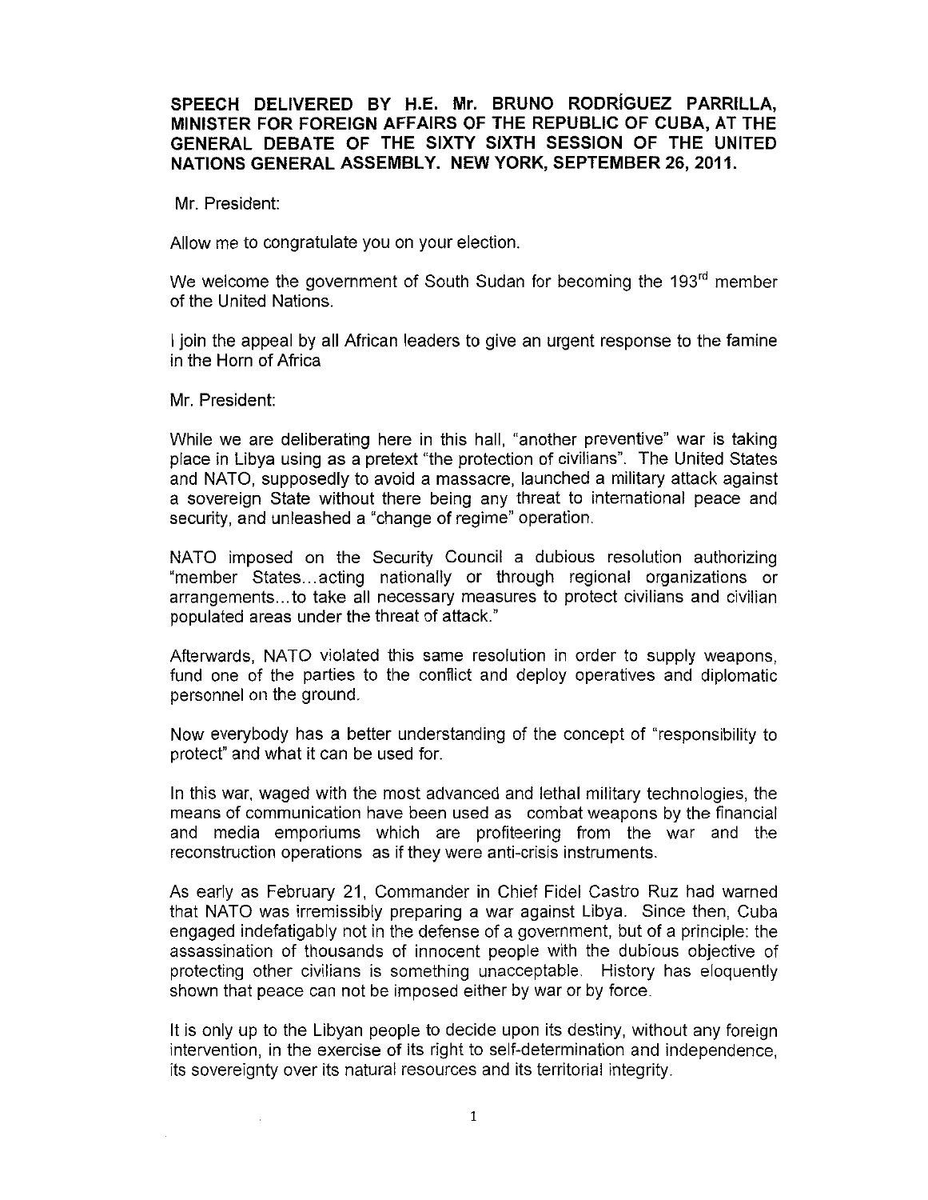**SPEECH DELIVERED BY H.E. Mr. BRUNO RODRÍGUEZ PARRILLA, MINISTER FOR FOREIGN AFFAIRS OF THE REPUBLIC OF CUBA, AT THE GENERAL DEBATE OF THE SIXTY SIXTH SESSION OF THE UNITED NATIONS GENERAL ASSEMBLY. NEW YORK, SEPTEMBER 26, 2011.**

Mr. President:

Allow me to congratulate you on your election.

We welcome the government of South Sudan for becoming the 193rd member of the United Nations.

I join the appeal by all African leaders to give an urgent response to the famine in the Horn of Africa

Mr. President:

While we are deliberating here in this hall, "another preventive" war is taking place in Libya using as a pretext "the protection of civilians". The United States and NATO, supposedly to avoid a massacre, launched a military attack against a sovereign State without there being any threat to international peace and security, and unleashed a "change of regime" operation.

NATO imposed on the Security Council a dubious resolution authorizing "member States...acting nationally or through regional organizations or arrangements...to take all necessary measures to protect civilians and civilian populated areas under the threat of attack."

Afterwards, NATO violated this same resolution in order to supply weapons, fund one of the parties to the conflict and deploy operatives and diplomatic personnel on the ground.

Now everybody has a better understanding of the concept of "responsibility to protect" and what it can be used for.

In this war, waged with the most advanced and lethal military technologies, the means of communication have been used as combat weapons by the financial and media emporiums which are profiteering from the war and the reconstruction operations as if they were anti-crisis instruments.

As early as February 21, Commander in Chief Fidel Castro Ruz had warned that NATO was irremissibly preparing a war against Libya. Since then, Cuba engaged indefatigably not in the defense of a government, but of a principle: the assassination of thousands of innocent people with the dubious objective of protecting other civilians is something unacceptable. History has eloquently shown that peace can not be imposed either by war or by force.

It is only up to the Libyan people to decide upon its destiny, without any foreign intervention, in the exercise of its right to self-determination and independence, its sovereignty over its natural resources and its territorial integrity.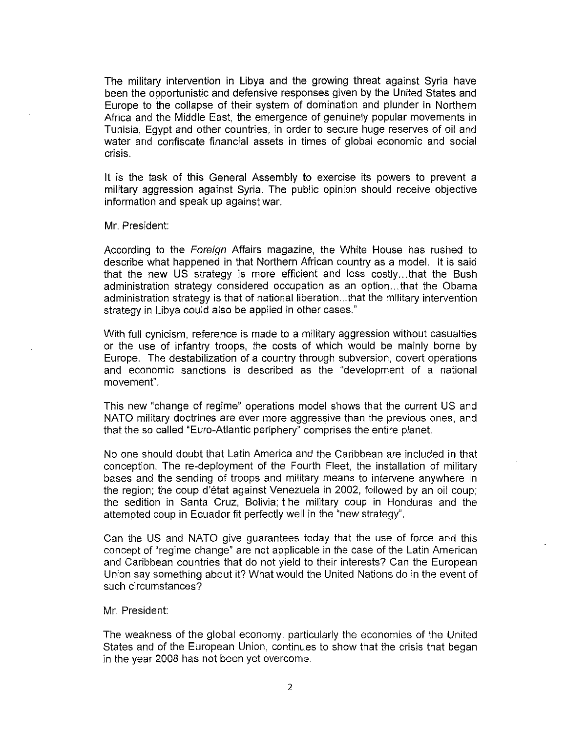The military intervention in Libya and the growing threat against Syria have been the opportunistic and defensive responses given by the United States and Europe to the collapse of their system of domination and plunder in Northern Africa and the Middle East, the emergence of genuinely popular movements in Tunisia, Egypt and other countries, in order to secure huge reserves of oil and water and confiscate financial assets in times of global economic and social crisis.

It is the task of this General Assembly to exercise its powers to prevent a military aggression against Syria. The public opinion should receive objective information and speak up against war.

Mr. President:

According to the *Foreign* Affairs magazine, the White House has rushed to describe what happened in that Northern African country as a model. It is said that the new US strategy is more efficient and less costly...that the Bush administration strategy considered occupation as an option...that the Obama administration strategy is that of national liberation...that the military intervention strategy in Libya could also be applied in other cases."

With full cynicism, reference is made to a military aggression without casualties or the use of infantry troops, the costs of which would be mainly borne by Europe. The destabilization of a country through subversion, covert operations and economic sanctions is described as the "development of a national movement".

This new "change of regime" operations model shows that the current US and NATO military doctrines are ever more aggressive than the previous ones, and that the so called "Euro-Atlantic periphery" comprises the entire planet.

No one should doubt that Latin America and the Caribbean are included in that conception. The re-deployment of the Fourth Fleet, the installation of military bases and the sending of troops and military means to intervene anywhere in the region; the coup d'état against Venezuela in 2002, followed by an oil coup; the sedition in Santa Cruz, Bolivia; t he military coup in Honduras and the attempted coup in Ecuador fit perfectly well in the "new strategy".

Can the US and NATO give guarantees today that the use of force and this concept of "regime change" are not applicable in the case of the Latin American and Caribbean countries that do not yield to their interests? Can the European Union say something about it? What would the United Nations do in the event of such circumstances?

Mr. President:

The weakness of the global economy, particularly the economies of the United States and of the European Union, continues to show that the crisis that began in the year 2008 has not been yet overcome.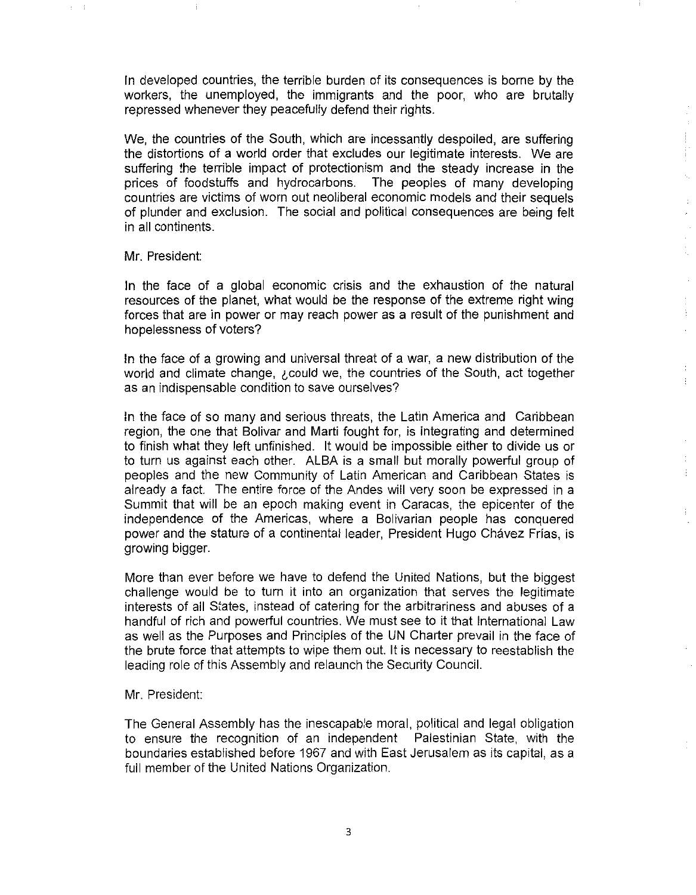In developed countries, the terrible burden of its consequences is borne by the workers, the unemployed, the immigrants and the poor, who are brutally repressed whenever they peacefully defend their rights.

We, the countries of the South, which are incessantly despoiled, are suffering the distortions of a world order that excludes our legitimate interests. We are suffering the terrible impact of protectionism and the steady increase in the prices of foodstuffs and hydrocarbons. The peoples of many developing countries are victims of worn out neoliberal economic models and their sequels of plunder and exclusion. The social and political consequences are being felt in all continents.

Mr. President:

In the face of a global economic crisis and the exhaustion of the natural resources of the planet, what would be the response of the extreme right wing forces that are in power or may reach power as a result of the punishment and hopelessness of voters?

In the face of a growing and universal threat of a war, a new distribution of the world and climate change, ¿could we, the countries of the South, act together as an indispensable condition to save ourselves?

In the face of so many and serious threats, the Latin America and Caribbean region, the one that Bolivar and Marti fought for, is integrating and determined to finish what they left unfinished. It would be impossible either to divide us or to turn us against each other. ALBA is a small but morally powerful group of peoples and the new Community of Latin American and Caribbean States is already a fact. The entire force of the Andes will very soon be expressed in a Summit that will be an epoch making event in Caracas, the epicenter of the independence of the Americas, where a Bolivarian people has conquered power and the stature of a continental leader, President Hugo Chávez Frías, is growing bigger.

More than ever before we have to defend the United Nations, but the biggest challenge would be to turn it into an organization that serves the legitimate interests of all States, instead of catering for the arbitrariness and abuses of a handful of rich and powerful countries. We must see to it that International Law as well as the Purposes and Principles of the UN Charter prevail in the face of the brute force that attempts to wipe them out. It is necessary to reestablish the leading role of this Assembly and relaunch the Security Council.

Mr. President:

The General Assembly has the inescapable moral, political and legal obligation to ensure the recognition of an independent Palestinian State, with the boundaries established before 1967 and with East Jerusalem as its capital, as a full member of the United Nations Organization.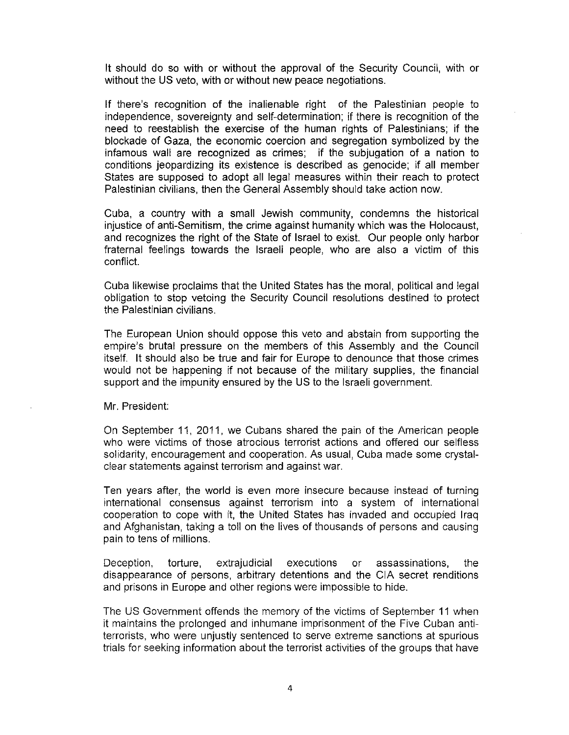It should do so with or without the approval of the Security Council, with or without the US veto, with or without new peace negotiations.

If there's recognition of the inalienable right of the Palestinian people to independence, sovereignty and self-determination; if there is recognition of the need to reestablish the exercise of the human rights of Palestinians; if the blockade of Gaza, the economic coercion and segregation symbolized by the infamous wall are recognized as crimes; if the subjugation of a nation to conditions jeopardizing its existence is described as genocide; if all member States are supposed to adopt all legal measures within their reach to protect Palestinian civilians, then the General Assembly should take action now.

Cuba, a country with a small Jewish community, condemns the historical injustice of anti-Semitism, the crime against humanity which was the Holocaust, and recognizes the right of the State of Israel to exist. Our people only harbor fraternal feelings towards the Israeli people, who are also a victim of this conflict.

Cuba likewise proclaims that the United States has the moral, political and legal obligation to stop vetoing the Security Council resolutions destined to protect the Palestinian civilians.

The European Union should oppose this veto and abstain from supporting the empire's brutal pressure on the members of this Assembly and the Council itself. It should also be true and fair for Europe to denounce that those crimes would not be happening if not because of the military supplies, the financial support and the impunity ensured by the US to the Israeli government.

Mr. President:

On September 11, 2011, we Cubans shared the pain of the American people who were victims of those atrocious terrorist actions and offered our selfless solidarity, encouragement and cooperation. As usual, Cuba made some crystal-clear statements against terrorism and against war.

Ten years after, the world is even more insecure because instead of turning international consensus against terrorism into a system of international cooperation to cope with it, the United States has invaded and occupied Iraq and Afghanistan, taking a toll on the lives of thousands of persons and causing pain to tens of millions.

Deception, torture, extrajudicial executions or assassinations, the disappearance of persons, arbitrary detentions and the CIA secret renditions and prisons in Europe and other regions were impossible to hide.

The US Government offends the memory of the victims of September 11 when it maintains the prolonged and inhumane imprisonment of the Five Cuban anti-terrorists, who were unjustly sentenced to serve extreme sanctions at spurious trials for seeking information about the terrorist activities of the groups that have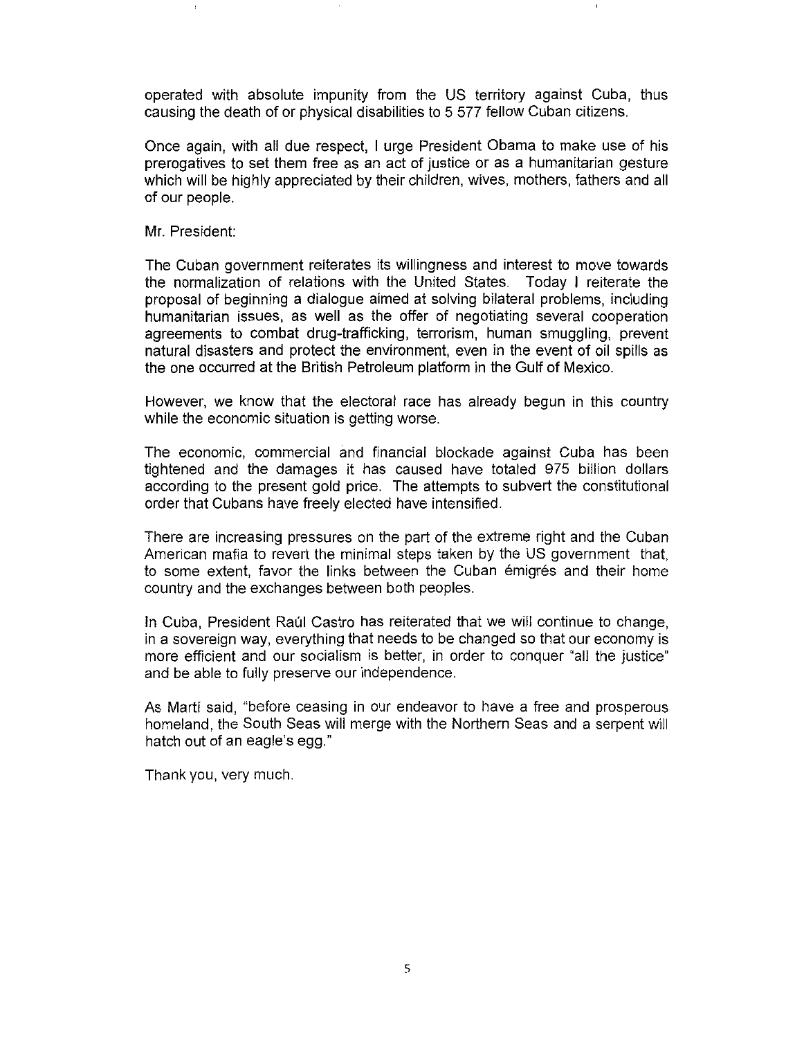operated with absolute impunity from the US territory against Cuba, thus causing the death of or physical disabilities to 5 577 fellow Cuban citizens.

Once again, with all due respect, I urge President Obama to make use of his prerogatives to set them free as an act of justice or as a humanitarian gesture which will be highly appreciated by their children, wives, mothers, fathers and all of our people.

Mr. President:

The Cuban government reiterates its willingness and interest to move towards the normalization of relations with the United States. Today I reiterate the proposal of beginning a dialogue aimed at solving bilateral problems, including humanitarian issues, as well as the offer of negotiating several cooperation agreements to combat drug-trafficking, terrorism, human smuggling, prevent natural disasters and protect the environment, even in the event of oil spills as the one occurred at the British Petroleum platform in the Gulf of Mexico.

However, we know that the electoral race has already begun in this country while the economic situation is getting worse.

The economic, commercial and financial blockade against Cuba has been tightened and the damages it has caused have totaled 975 billion dollars according to the present gold price. The attempts to subvert the constitutional order that Cubans have freely elected have intensified.

There are increasing pressures on the part of the extreme right and the Cuban American mafia to revert the minimal steps taken by the US government that, to some extent, favor the links between the Cuban émigrés and their home country and the exchanges between both peoples.

In Cuba, President Raúl Castro has reiterated that we will continue to change, in a sovereign way, everything that needs to be changed so that our economy is more efficient and our socialism is better, in order to conquer "all the justice" and be able to fully preserve our independence.

As Martí said, "before ceasing in our endeavor to have a free and prosperous homeland, the South Seas will merge with the Northern Seas and a serpent will hatch out of an eagle's egg."

Thank you, very much.